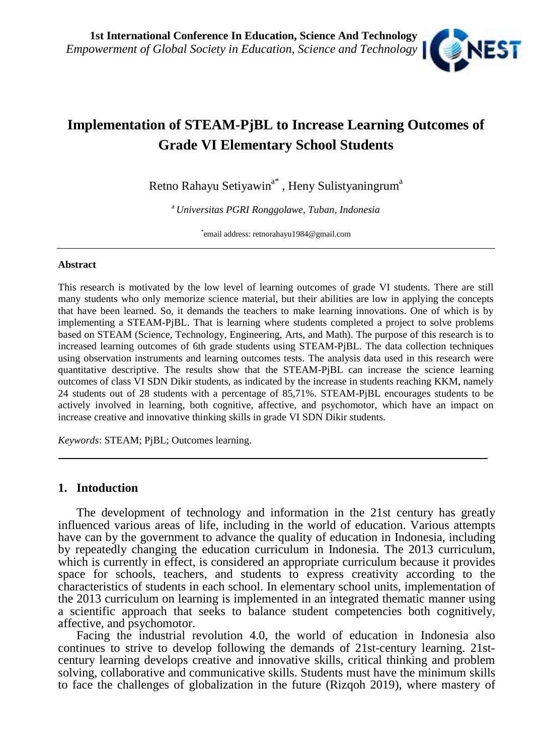# Implementation of STEAM-PjBL to Increase Learning Outcomes of Grade VI Elementary School Students

Retno Rahayu Setiyawin[a*] , Heny Sulistyaningrum[a]

[a] *Universitas PGRI Ronggolawe, Tuban, Indonesia*

[*]email address: retnorahayu1984@gmail.com

---

### Abstract

This research is motivated by the low level of learning outcomes of grade VI students. There are still many students who only memorize science material, but their abilities are low in applying the concepts that have been learned. So, it demands the teachers to make learning innovations. One of which is by implementing a STEAM-PjBL. That is learning where students completed a project to solve problems based on STEAM (Science, Technology, Engineering, Arts, and Math). The purpose of this research is to increased learning outcomes of 6th grade students using STEAM-PjBL. The data collection techniques using observation instruments and learning outcomes tests. The analysis data used in this research were quantitative descriptive. The results show that the STEAM-PjBL can increase the science learning outcomes of class VI SDN Dikir students, as indicated by the increase in students reaching KKM, namely 24 students out of 28 students with a percentage of 85,71%. STEAM-PjBL encourages students to be actively involved in learning, both cognitive, affective, and psychomotor, which have an impact on increase creative and innovative thinking skills in grade VI SDN Dikir students.

*Keywords*: STEAM; PjBL; Outcomes learning.

---

## 1. Intoduction

The development of technology and information in the 21st century has greatly influenced various areas of life, including in the world of education. Various attempts have can by the government to advance the quality of education in Indonesia, including by repeatedly changing the education curriculum in Indonesia. The 2013 curriculum, which is currently in effect, is considered an appropriate curriculum because it provides space for schools, teachers, and students to express creativity according to the characteristics of students in each school. In elementary school units, implementation of the 2013 curriculum on learning is implemented in an integrated thematic manner using a scientific approach that seeks to balance student competencies both cognitively, affective, and psychomotor.

Facing the industrial revolution 4.0, the world of education in Indonesia also continues to strive to develop following the demands of 21st-century learning. 21st-century learning develops creative and innovative skills, critical thinking and problem solving, collaborative and communicative skills. Students must have the minimum skills to face the challenges of globalization in the future (Rizqoh 2019), where mastery of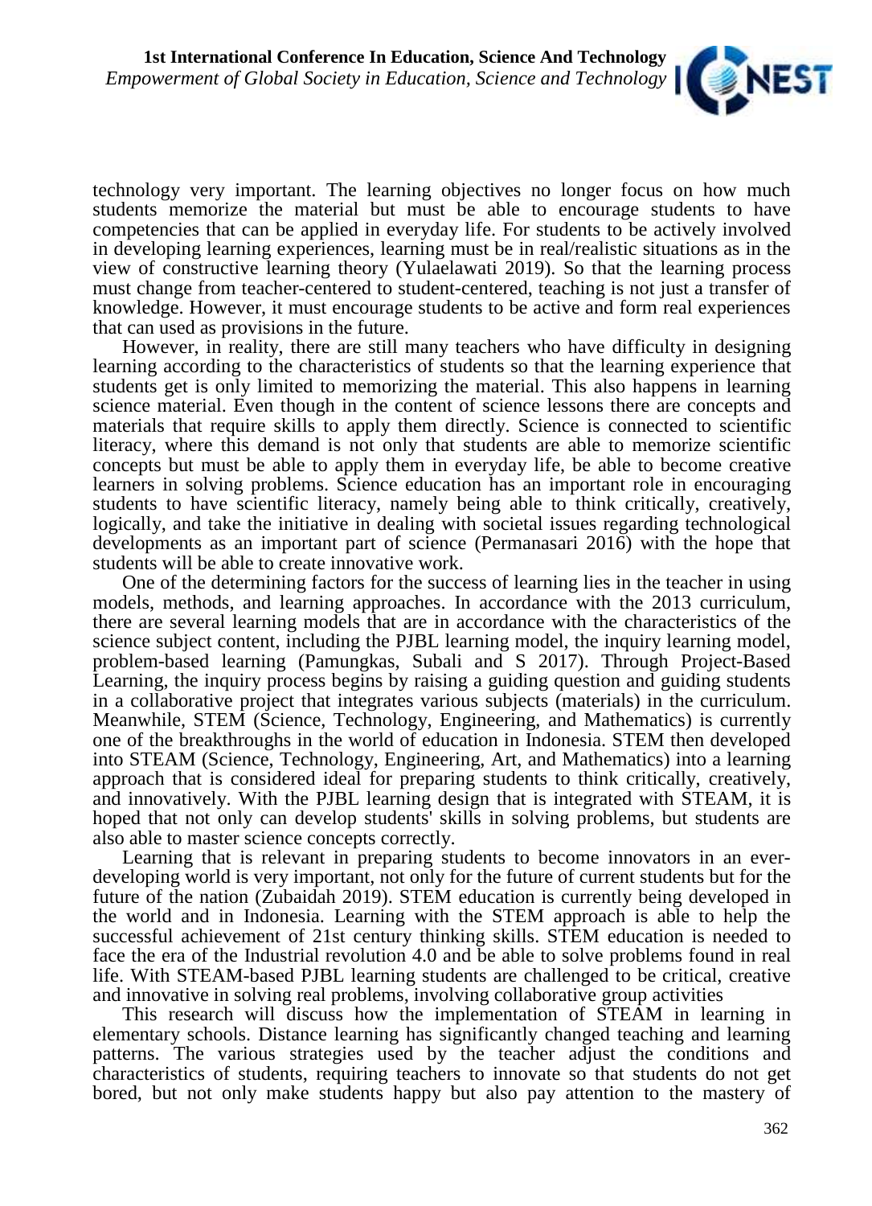technology very important. The learning objectives no longer focus on how much students memorize the material but must be able to encourage students to have competencies that can be applied in everyday life. For students to be actively involved in developing learning experiences, learning must be in real/realistic situations as in the view of constructive learning theory (Yulaelawati 2019). So that the learning process must change from teacher-centered to student-centered, teaching is not just a transfer of knowledge. However, it must encourage students to be active and form real experiences that can used as provisions in the future.

However, in reality, there are still many teachers who have difficulty in designing learning according to the characteristics of students so that the learning experience that students get is only limited to memorizing the material. This also happens in learning science material. Even though in the content of science lessons there are concepts and materials that require skills to apply them directly. Science is connected to scientific literacy, where this demand is not only that students are able to memorize scientific concepts but must be able to apply them in everyday life, be able to become creative learners in solving problems. Science education has an important role in encouraging students to have scientific literacy, namely being able to think critically, creatively, logically, and take the initiative in dealing with societal issues regarding technological developments as an important part of science (Permanasari 2016) with the hope that students will be able to create innovative work.

One of the determining factors for the success of learning lies in the teacher in using models, methods, and learning approaches. In accordance with the 2013 curriculum, there are several learning models that are in accordance with the characteristics of the science subject content, including the PJBL learning model, the inquiry learning model, problem-based learning (Pamungkas, Subali and S 2017). Through Project-Based Learning, the inquiry process begins by raising a guiding question and guiding students in a collaborative project that integrates various subjects (materials) in the curriculum. Meanwhile, STEM (Science, Technology, Engineering, and Mathematics) is currently one of the breakthroughs in the world of education in Indonesia. STEM then developed into STEAM (Science, Technology, Engineering, Art, and Mathematics) into a learning approach that is considered ideal for preparing students to think critically, creatively, and innovatively. With the PJBL learning design that is integrated with STEAM, it is hoped that not only can develop students' skills in solving problems, but students are also able to master science concepts correctly.

Learning that is relevant in preparing students to become innovators in an ever-developing world is very important, not only for the future of current students but for the future of the nation (Zubaidah 2019). STEM education is currently being developed in the world and in Indonesia. Learning with the STEM approach is able to help the successful achievement of 21st century thinking skills. STEM education is needed to face the era of the Industrial revolution 4.0 and be able to solve problems found in real life. With STEAM-based PJBL learning students are challenged to be critical, creative and innovative in solving real problems, involving collaborative group activities

This research will discuss how the implementation of STEAM in learning in elementary schools. Distance learning has significantly changed teaching and learning patterns. The various strategies used by the teacher adjust the conditions and characteristics of students, requiring teachers to innovate so that students do not get bored, but not only make students happy but also pay attention to the mastery of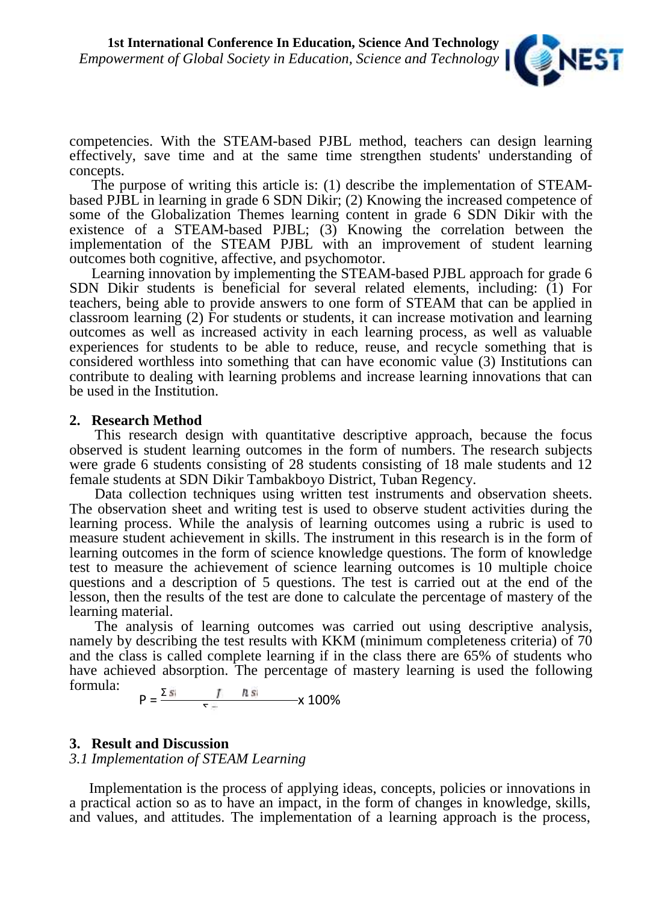competencies. With the STEAM-based PJBL method, teachers can design learning effectively, save time and at the same time strengthen students' understanding of concepts.

The purpose of writing this article is: (1) describe the implementation of STEAM-based PJBL in learning in grade 6 SDN Dikir; (2) Knowing the increased competence of some of the Globalization Themes learning content in grade 6 SDN Dikir with the existence of a STEAM-based PJBL; (3) Knowing the correlation between the implementation of the STEAM PJBL with an improvement of student learning outcomes both cognitive, affective, and psychomotor.

Learning innovation by implementing the STEAM-based PJBL approach for grade 6 SDN Dikir students is beneficial for several related elements, including: (1) For teachers, being able to provide answers to one form of STEAM that can be applied in classroom learning (2) For students or students, it can increase motivation and learning outcomes as well as increased activity in each learning process, as well as valuable experiences for students to be able to reduce, reuse, and recycle something that is considered worthless into something that can have economic value (3) Institutions can contribute to dealing with learning problems and increase learning innovations that can be used in the Institution.

## 2. Research Method

This research design with quantitative descriptive approach, because the focus observed is student learning outcomes in the form of numbers. The research subjects were grade 6 students consisting of 28 students consisting of 18 male students and 12 female students at SDN Dikir Tambakboyo District, Tuban Regency.

Data collection techniques using written test instruments and observation sheets. The observation sheet and writing test is used to observe student activities during the learning process. While the analysis of learning outcomes using a rubric is used to measure student achievement in skills. The instrument in this research is in the form of learning outcomes in the form of science knowledge questions. The form of knowledge test to measure the achievement of science learning outcomes is 10 multiple choice questions and a description of 5 questions. The test is carried out at the end of the lesson, then the results of the test are done to calculate the percentage of mastery of the learning material.

The analysis of learning outcomes was carried out using descriptive analysis, namely by describing the test results with KKM (minimum completeness criteria) of 70 and the class is called complete learning if in the class there are 65% of students who have achieved absorption. The percentage of mastery learning is used the following formula:

$$P = \frac{\Sigma \text{ si } \quad f \quad \text{n si}}{\Sigma} \text{ x } 100\%$$

## 3. Result and Discussion

### *3.1 Implementation of STEAM Learning*

Implementation is the process of applying ideas, concepts, policies or innovations in a practical action so as to have an impact, in the form of changes in knowledge, skills, and values, and attitudes. The implementation of a learning approach is the process,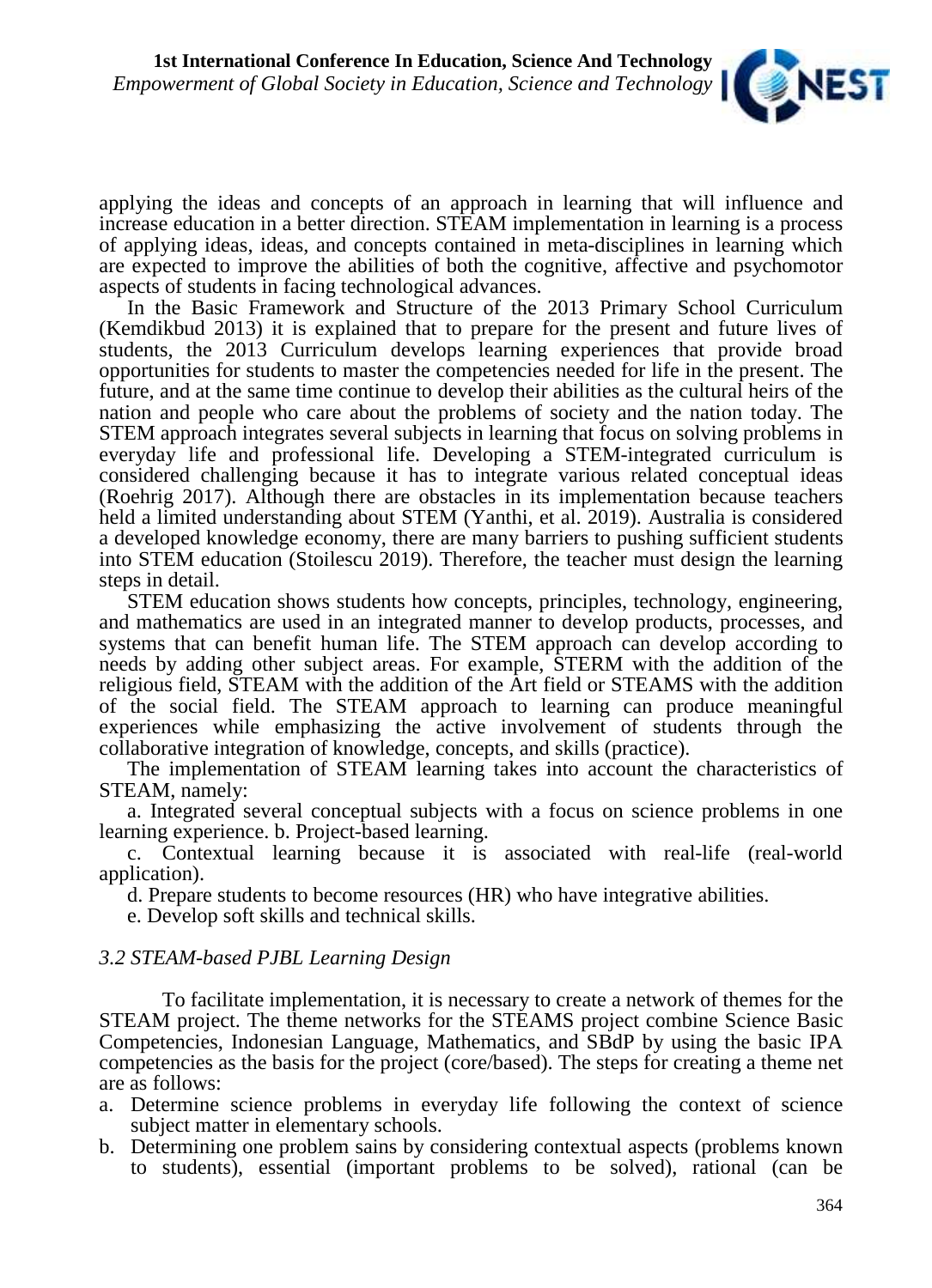applying the ideas and concepts of an approach in learning that will influence and increase education in a better direction. STEAM implementation in learning is a process of applying ideas, ideas, and concepts contained in meta-disciplines in learning which are expected to improve the abilities of both the cognitive, affective and psychomotor aspects of students in facing technological advances.

In the Basic Framework and Structure of the 2013 Primary School Curriculum (Kemdikbud 2013) it is explained that to prepare for the present and future lives of students, the 2013 Curriculum develops learning experiences that provide broad opportunities for students to master the competencies needed for life in the present. The future, and at the same time continue to develop their abilities as the cultural heirs of the nation and people who care about the problems of society and the nation today. The STEM approach integrates several subjects in learning that focus on solving problems in everyday life and professional life. Developing a STEM-integrated curriculum is considered challenging because it has to integrate various related conceptual ideas (Roehrig 2017). Although there are obstacles in its implementation because teachers held a limited understanding about STEM (Yanthi, et al. 2019). Australia is considered a developed knowledge economy, there are many barriers to pushing sufficient students into STEM education (Stoilescu 2019). Therefore, the teacher must design the learning steps in detail.

STEM education shows students how concepts, principles, technology, engineering, and mathematics are used in an integrated manner to develop products, processes, and systems that can benefit human life. The STEM approach can develop according to needs by adding other subject areas. For example, STERM with the addition of the religious field, STEAM with the addition of the Art field or STEAMS with the addition of the social field. The STEAM approach to learning can produce meaningful experiences while emphasizing the active involvement of students through the collaborative integration of knowledge, concepts, and skills (practice).

The implementation of STEAM learning takes into account the characteristics of STEAM, namely:

a. Integrated several conceptual subjects with a focus on science problems in one learning experience. b. Project-based learning.

c. Contextual learning because it is associated with real-life (real-world application).

d. Prepare students to become resources (HR) who have integrative abilities.

e. Develop soft skills and technical skills.

### *3.2 STEAM-based PJBL Learning Design*

To facilitate implementation, it is necessary to create a network of themes for the STEAM project. The theme networks for the STEAMS project combine Science Basic Competencies, Indonesian Language, Mathematics, and SBdP by using the basic IPA competencies as the basis for the project (core/based). The steps for creating a theme net are as follows:

a. Determine science problems in everyday life following the context of science subject matter in elementary schools.
b. Determining one problem sains by considering contextual aspects (problems known to students), essential (important problems to be solved), rational (can be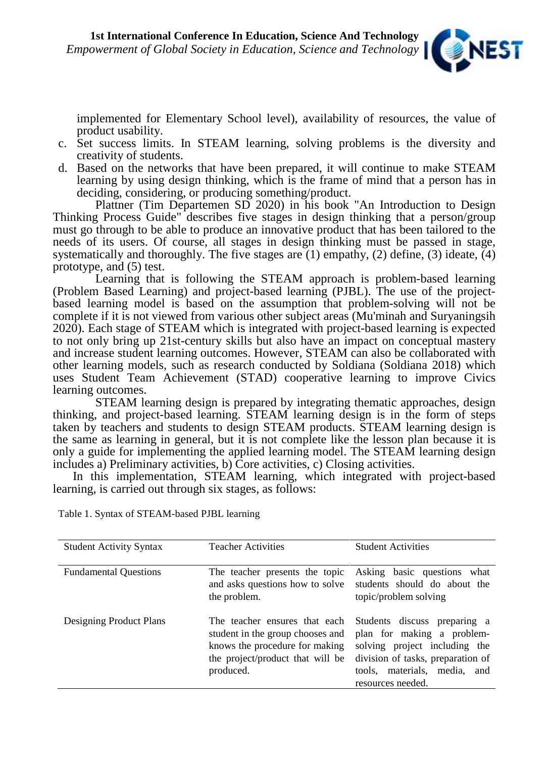implemented for Elementary School level), availability of resources, the value of product usability.

c. Set success limits. In STEAM learning, solving problems is the diversity and creativity of students.
d. Based on the networks that have been prepared, it will continue to make STEAM learning by using design thinking, which is the frame of mind that a person has in deciding, considering, or producing something/product.

Plattner (Tim Departemen SD 2020) in his book "An Introduction to Design Thinking Process Guide" describes five stages in design thinking that a person/group must go through to be able to produce an innovative product that has been tailored to the needs of its users. Of course, all stages in design thinking must be passed in stage, systematically and thoroughly. The five stages are (1) empathy, (2) define, (3) ideate, (4) prototype, and (5) test.

Learning that is following the STEAM approach is problem-based learning (Problem Based Learning) and project-based learning (PJBL). The use of the project-based learning model is based on the assumption that problem-solving will not be complete if it is not viewed from various other subject areas (Mu'minah and Suryaningsih 2020). Each stage of STEAM which is integrated with project-based learning is expected to not only bring up 21st-century skills but also have an impact on conceptual mastery and increase student learning outcomes. However, STEAM can also be collaborated with other learning models, such as research conducted by Soldiana (Soldiana 2018) which uses Student Team Achievement (STAD) cooperative learning to improve Civics learning outcomes.

STEAM learning design is prepared by integrating thematic approaches, design thinking, and project-based learning. STEAM learning design is in the form of steps taken by teachers and students to design STEAM products. STEAM learning design is the same as learning in general, but it is not complete like the lesson plan because it is only a guide for implementing the applied learning model. The STEAM learning design includes a) Preliminary activities, b) Core activities, c) Closing activities.

In this implementation, STEAM learning, which integrated with project-based learning, is carried out through six stages, as follows:

Table 1. Syntax of STEAM-based PJBL learning

| Student Activity Syntax | Teacher Activities | Student Activities |
|---|---|---|
| Fundamental Questions | The teacher presents the topic and asks questions how to solve the problem. | Asking basic questions what students should do about the topic/problem solving |
| Designing Product Plans | The teacher ensures that each student in the group chooses and knows the procedure for making the project/product that will be produced. | Students discuss preparing a plan for making a problem-solving project including the division of tasks, preparation of tools, materials, media, and resources needed. |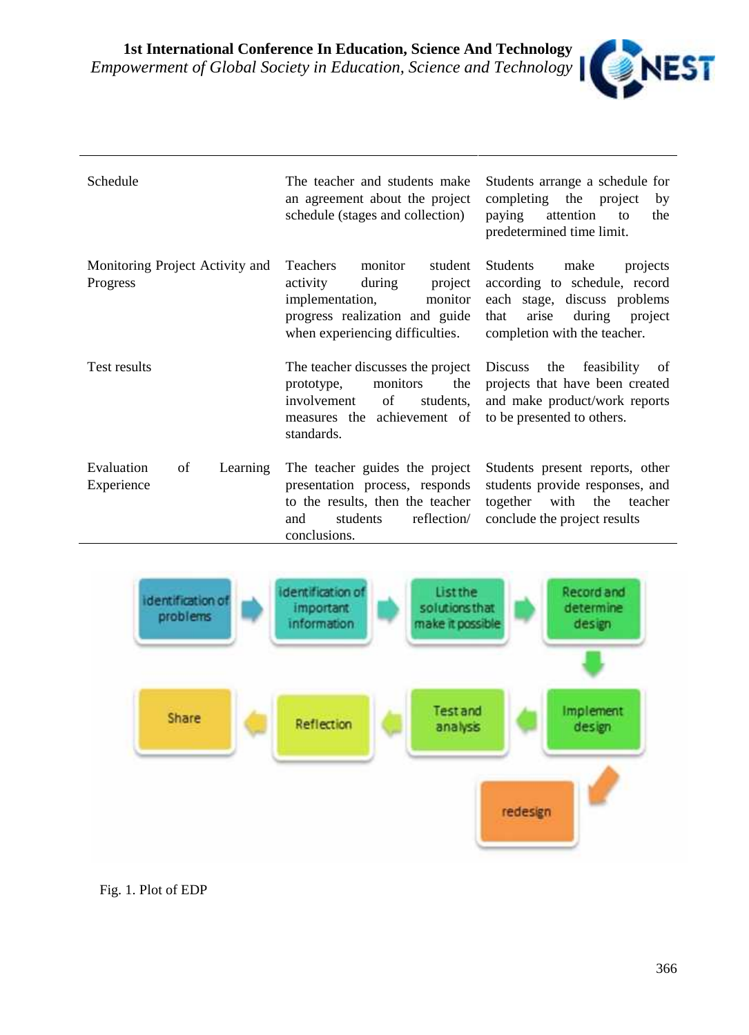| | | |
|---|---|---|
| Schedule | The teacher and students make an agreement about the project schedule (stages and collection) | Students arrange a schedule for completing the project by paying attention to the predetermined time limit. |
| Monitoring Project Activity and Progress | Teachers monitor student activity during project implementation, monitor progress realization and guide when experiencing difficulties. | Students make projects according to schedule, record each stage, discuss problems that arise during project completion with the teacher. |
| Test results | The teacher discusses the project prototype, monitors the involvement of students, measures the achievement of standards. | Discuss the feasibility of projects that have been created and make product/work reports to be presented to others. |
| Evaluation of Learning Experience | The teacher guides the project presentation process, responds to the results, then the teacher and students reflection/ conclusions. | Students present reports, other students provide responses, and together with the teacher conclude the project results |

Fig. 1. Plot of EDP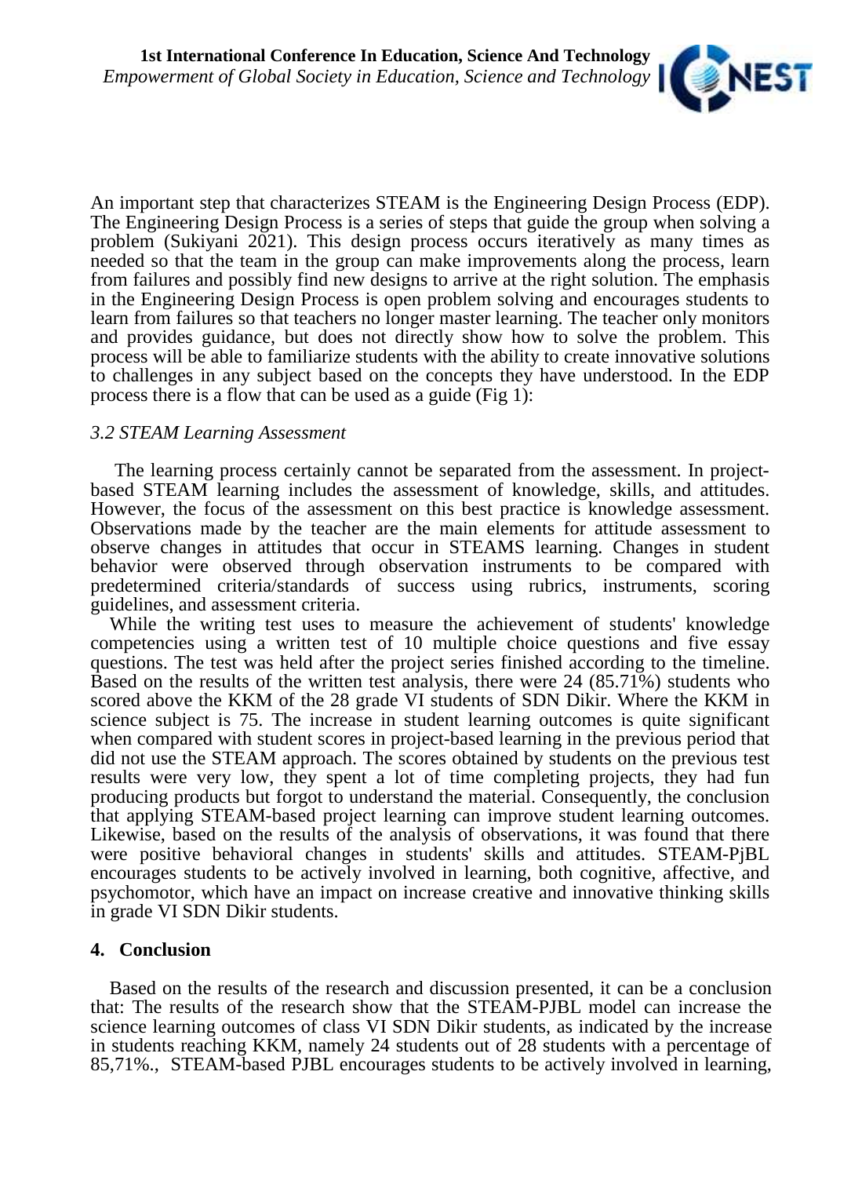An important step that characterizes STEAM is the Engineering Design Process (EDP). The Engineering Design Process is a series of steps that guide the group when solving a problem (Sukiyani 2021). This design process occurs iteratively as many times as needed so that the team in the group can make improvements along the process, learn from failures and possibly find new designs to arrive at the right solution. The emphasis in the Engineering Design Process is open problem solving and encourages students to learn from failures so that teachers no longer master learning. The teacher only monitors and provides guidance, but does not directly show how to solve the problem. This process will be able to familiarize students with the ability to create innovative solutions to challenges in any subject based on the concepts they have understood. In the EDP process there is a flow that can be used as a guide (Fig 1):

### *3.2 STEAM Learning Assessment*

The learning process certainly cannot be separated from the assessment. In project-based STEAM learning includes the assessment of knowledge, skills, and attitudes. However, the focus of the assessment on this best practice is knowledge assessment. Observations made by the teacher are the main elements for attitude assessment to observe changes in attitudes that occur in STEAMS learning. Changes in student behavior were observed through observation instruments to be compared with predetermined criteria/standards of success using rubrics, instruments, scoring guidelines, and assessment criteria.

While the writing test uses to measure the achievement of students' knowledge competencies using a written test of 10 multiple choice questions and five essay questions. The test was held after the project series finished according to the timeline. Based on the results of the written test analysis, there were 24 (85.71%) students who scored above the KKM of the 28 grade VI students of SDN Dikir. Where the KKM in science subject is 75. The increase in student learning outcomes is quite significant when compared with student scores in project-based learning in the previous period that did not use the STEAM approach. The scores obtained by students on the previous test results were very low, they spent a lot of time completing projects, they had fun producing products but forgot to understand the material. Consequently, the conclusion that applying STEAM-based project learning can improve student learning outcomes. Likewise, based on the results of the analysis of observations, it was found that there were positive behavioral changes in students' skills and attitudes. STEAM-PjBL encourages students to be actively involved in learning, both cognitive, affective, and psychomotor, which have an impact on increase creative and innovative thinking skills in grade VI SDN Dikir students.

## 4. Conclusion

Based on the results of the research and discussion presented, it can be a conclusion that: The results of the research show that the STEAM-PJBL model can increase the science learning outcomes of class VI SDN Dikir students, as indicated by the increase in students reaching KKM, namely 24 students out of 28 students with a percentage of 85,71%., STEAM-based PJBL encourages students to be actively involved in learning,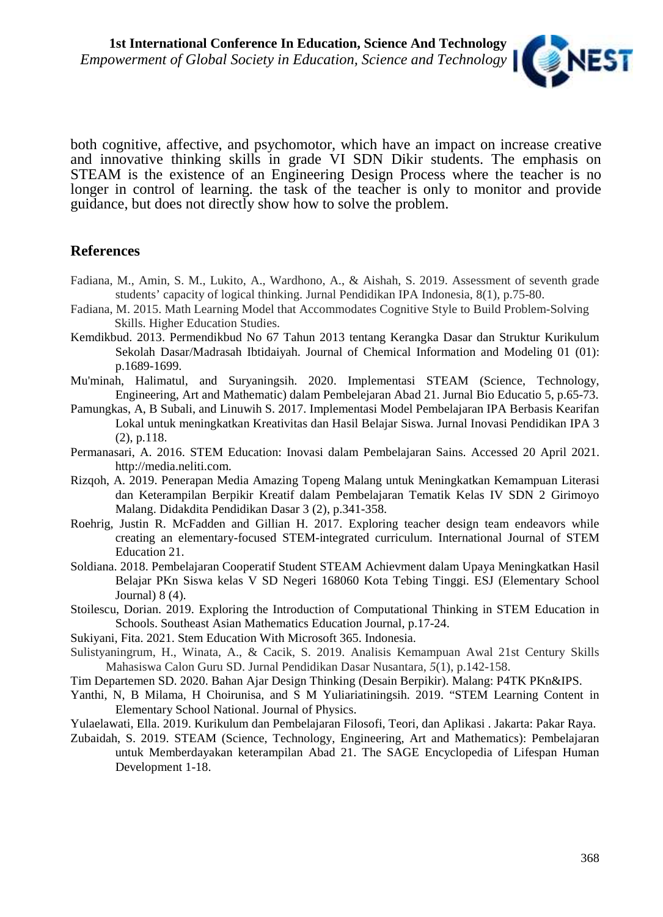both cognitive, affective, and psychomotor, which have an impact on increase creative and innovative thinking skills in grade VI SDN Dikir students. The emphasis on STEAM is the existence of an Engineering Design Process where the teacher is no longer in control of learning. the task of the teacher is only to monitor and provide guidance, but does not directly show how to solve the problem.

## References

Fadiana, M., Amin, S. M., Lukito, A., Wardhono, A., & Aishah, S. 2019. Assessment of seventh grade students' capacity of logical thinking. Jurnal Pendidikan IPA Indonesia, 8(1), p.75-80.

Fadiana, M. 2015. Math Learning Model that Accommodates Cognitive Style to Build Problem-Solving Skills. Higher Education Studies.

Kemdikbud. 2013. Permendikbud No 67 Tahun 2013 tentang Kerangka Dasar dan Struktur Kurikulum Sekolah Dasar/Madrasah Ibtidaiyah. Journal of Chemical Information and Modeling 01 (01): p.1689-1699.

Mu'minah, Halimatul, and Suryaningsih. 2020. Implementasi STEAM (Science, Technology, Engineering, Art and Mathematic) dalam Pembelejaran Abad 21. Jurnal Bio Educatio 5, p.65-73.

Pamungkas, A, B Subali, and Linuwih S. 2017. Implementasi Model Pembelajaran IPA Berbasis Kearifan Lokal untuk meningkatkan Kreativitas dan Hasil Belajar Siswa. Jurnal Inovasi Pendidikan IPA 3 (2), p.118.

Permanasari, A. 2016. STEM Education: Inovasi dalam Pembelajaran Sains. Accessed 20 April 2021. http://media.neliti.com.

Rizqoh, A. 2019. Penerapan Media Amazing Topeng Malang untuk Meningkatkan Kemampuan Literasi dan Keterampilan Berpikir Kreatif dalam Pembelajaran Tematik Kelas IV SDN 2 Girimoyo Malang. Didakdita Pendidikan Dasar 3 (2), p.341-358.

Roehrig, Justin R. McFadden and Gillian H. 2017. Exploring teacher design team endeavors while creating an elementary-focused STEM-integrated curriculum. International Journal of STEM Education 21.

Soldiana. 2018. Pembelajaran Cooperatif Student STEAM Achievment dalam Upaya Meningkatkan Hasil Belajar PKn Siswa kelas V SD Negeri 168060 Kota Tebing Tinggi. ESJ (Elementary School Journal) 8 (4).

Stoilescu, Dorian. 2019. Exploring the Introduction of Computational Thinking in STEM Education in Schools. Southeast Asian Mathematics Education Journal, p.17-24.

Sukiyani, Fita. 2021. Stem Education With Microsoft 365. Indonesia.

Sulistyaningrum, H., Winata, A., & Cacik, S. 2019. Analisis Kemampuan Awal 21st Century Skills Mahasiswa Calon Guru SD. Jurnal Pendidikan Dasar Nusantara, *5*(1), p.142-158.

Tim Departemen SD. 2020. Bahan Ajar Design Thinking (Desain Berpikir). Malang: P4TK PKn&IPS.

Yanthi, N, B Milama, H Choirunisa, and S M Yuliariatiningsih. 2019. "STEM Learning Content in Elementary School National. Journal of Physics.

Yulaelawati, Ella. 2019. Kurikulum dan Pembelajaran Filosofi, Teori, dan Aplikasi . Jakarta: Pakar Raya.

Zubaidah, S. 2019. STEAM (Science, Technology, Engineering, Art and Mathematics): Pembelajaran untuk Memberdayakan keterampilan Abad 21. The SAGE Encyclopedia of Lifespan Human Development 1-18.